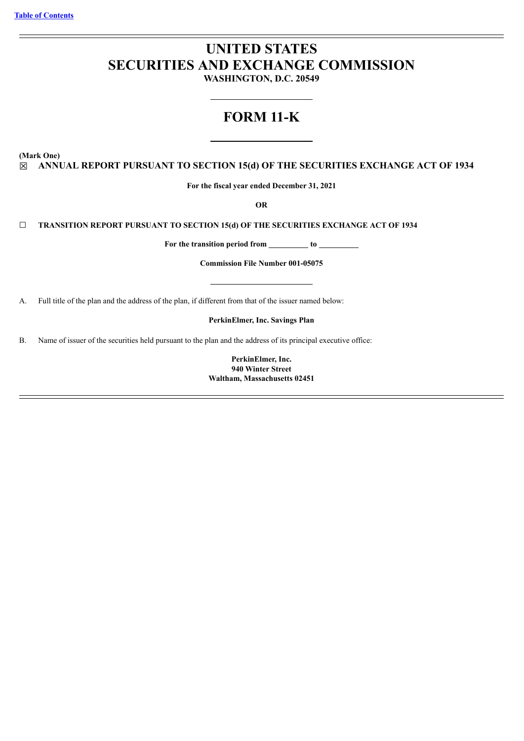[Table of Contents](#)

# UNITED STATES
# SECURITIES AND EXCHANGE COMMISSION
**WASHINGTON, D.C. 20549**

# FORM 11-K

**(Mark One)**

☒ **ANNUAL REPORT PURSUANT TO SECTION 15(d) OF THE SECURITIES EXCHANGE ACT OF 1934**

**For the fiscal year ended December 31, 2021**

**OR**

☐ **TRANSITION REPORT PURSUANT TO SECTION 15(d) OF THE SECURITIES EXCHANGE ACT OF 1934**

**For the transition period from __________ to __________**

**Commission File Number 001-05075**

A. Full title of the plan and the address of the plan, if different from that of the issuer named below:

**PerkinElmer, Inc. Savings Plan**

B. Name of issuer of the securities held pursuant to the plan and the address of its principal executive office:

**PerkinElmer, Inc.**
**940 Winter Street**
**Waltham, Massachusetts 02451**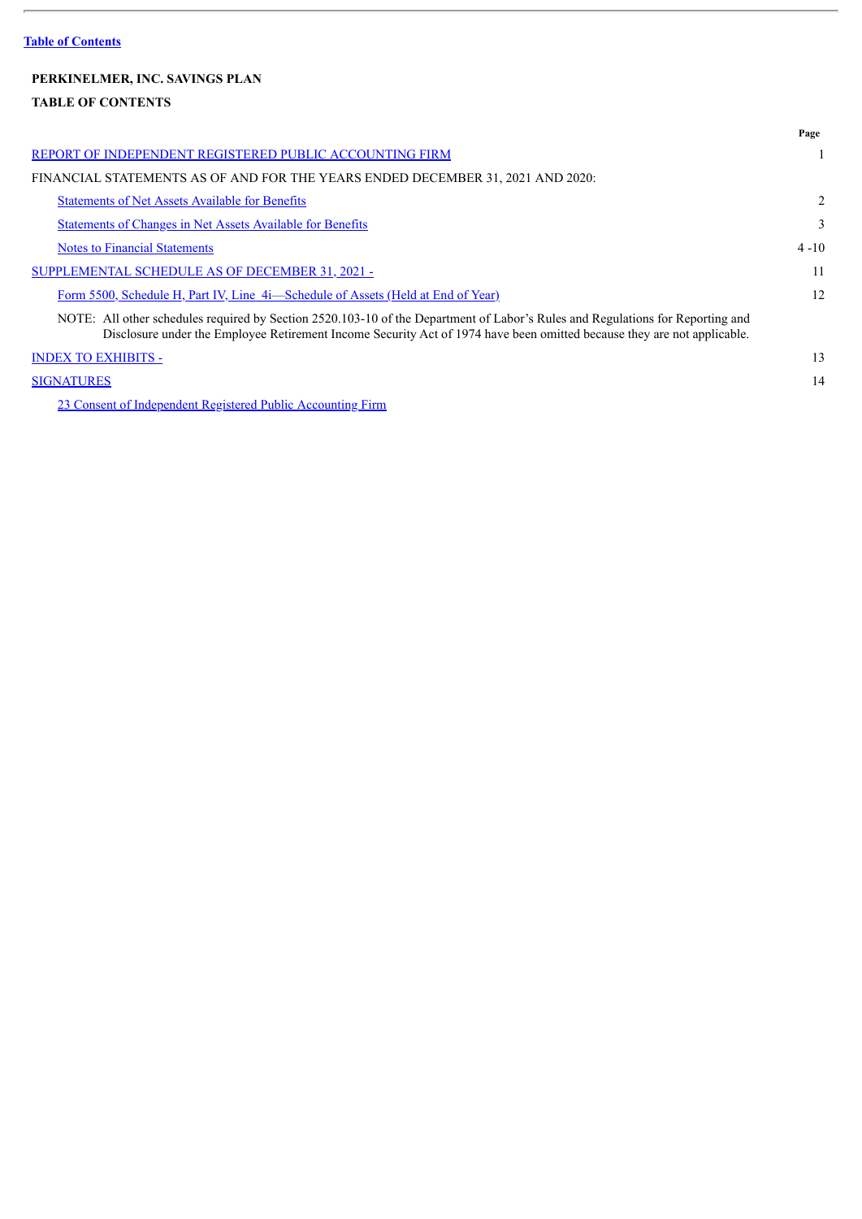Table of Contents

**PERKINELMER, INC. SAVINGS PLAN**

**TABLE OF CONTENTS**

| | Page |
|---|---|
| REPORT OF INDEPENDENT REGISTERED PUBLIC ACCOUNTING FIRM | 1 |
| FINANCIAL STATEMENTS AS OF AND FOR THE YEARS ENDED DECEMBER 31, 2021 AND 2020: | |
| Statements of Net Assets Available for Benefits | 2 |
| Statements of Changes in Net Assets Available for Benefits | 3 |
| Notes to Financial Statements | 4 -10 |
| SUPPLEMENTAL SCHEDULE AS OF DECEMBER 31, 2021 - | 11 |
| Form 5500, Schedule H, Part IV, Line 4i—Schedule of Assets (Held at End of Year) | 12 |
| NOTE: All other schedules required by Section 2520.103-10 of the Department of Labor's Rules and Regulations for Reporting and Disclosure under the Employee Retirement Income Security Act of 1974 have been omitted because they are not applicable. | |
| INDEX TO EXHIBITS - | 13 |
| SIGNATURES | 14 |
| 23 Consent of Independent Registered Public Accounting Firm | |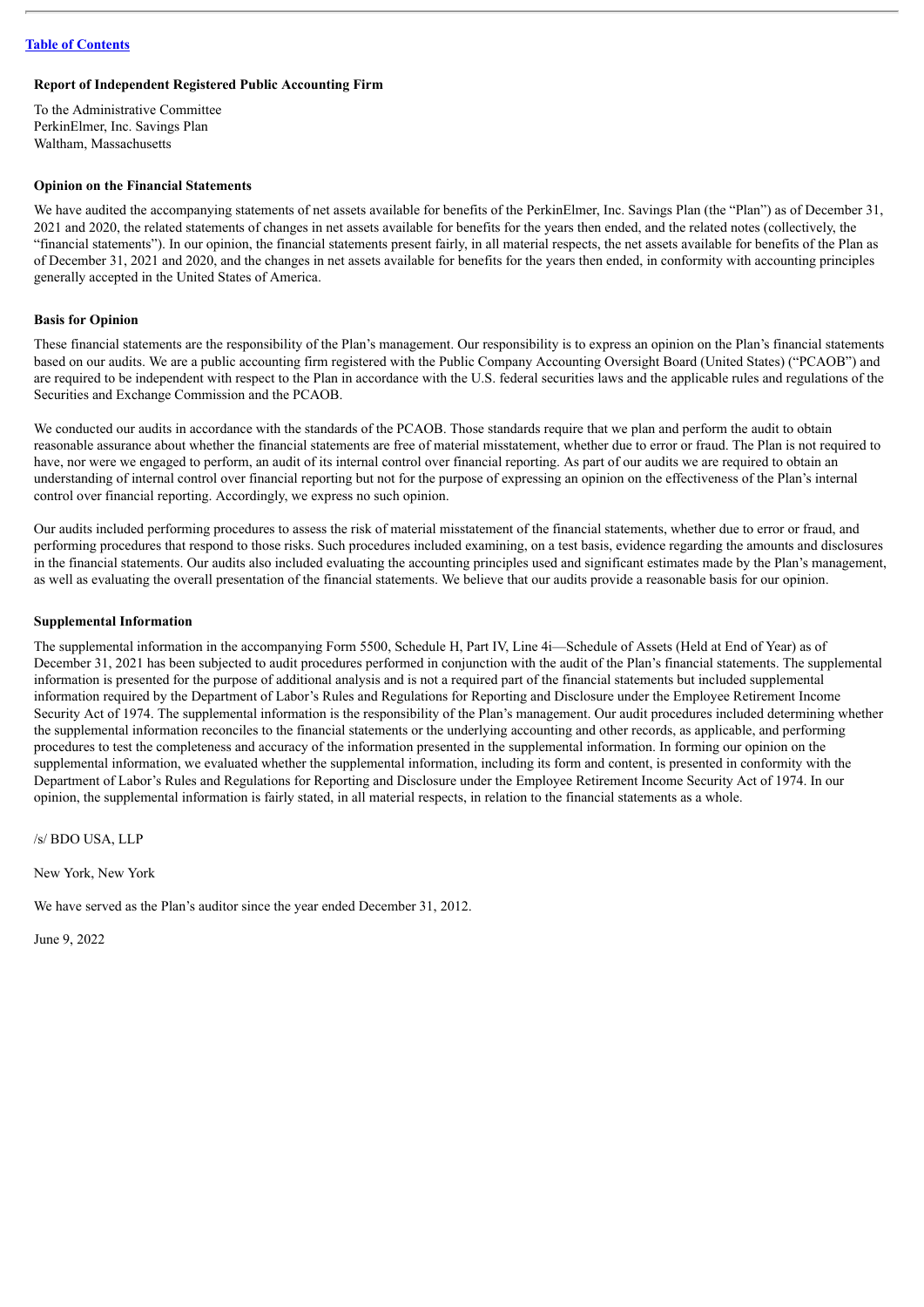[Table of Contents](#)

**Report of Independent Registered Public Accounting Firm**

To the Administrative Committee
PerkinElmer, Inc. Savings Plan
Waltham, Massachusetts

**Opinion on the Financial Statements**

We have audited the accompanying statements of net assets available for benefits of the PerkinElmer, Inc. Savings Plan (the "Plan") as of December 31, 2021 and 2020, the related statements of changes in net assets available for benefits for the years then ended, and the related notes (collectively, the "financial statements"). In our opinion, the financial statements present fairly, in all material respects, the net assets available for benefits of the Plan as of December 31, 2021 and 2020, and the changes in net assets available for benefits for the years then ended, in conformity with accounting principles generally accepted in the United States of America.

**Basis for Opinion**

These financial statements are the responsibility of the Plan's management. Our responsibility is to express an opinion on the Plan's financial statements based on our audits. We are a public accounting firm registered with the Public Company Accounting Oversight Board (United States) ("PCAOB") and are required to be independent with respect to the Plan in accordance with the U.S. federal securities laws and the applicable rules and regulations of the Securities and Exchange Commission and the PCAOB.

We conducted our audits in accordance with the standards of the PCAOB. Those standards require that we plan and perform the audit to obtain reasonable assurance about whether the financial statements are free of material misstatement, whether due to error or fraud. The Plan is not required to have, nor were we engaged to perform, an audit of its internal control over financial reporting. As part of our audits we are required to obtain an understanding of internal control over financial reporting but not for the purpose of expressing an opinion on the effectiveness of the Plan's internal control over financial reporting. Accordingly, we express no such opinion.

Our audits included performing procedures to assess the risk of material misstatement of the financial statements, whether due to error or fraud, and performing procedures that respond to those risks. Such procedures included examining, on a test basis, evidence regarding the amounts and disclosures in the financial statements. Our audits also included evaluating the accounting principles used and significant estimates made by the Plan's management, as well as evaluating the overall presentation of the financial statements. We believe that our audits provide a reasonable basis for our opinion.

**Supplemental Information**

The supplemental information in the accompanying Form 5500, Schedule H, Part IV, Line 4i—Schedule of Assets (Held at End of Year) as of December 31, 2021 has been subjected to audit procedures performed in conjunction with the audit of the Plan's financial statements. The supplemental information is presented for the purpose of additional analysis and is not a required part of the financial statements but included supplemental information required by the Department of Labor's Rules and Regulations for Reporting and Disclosure under the Employee Retirement Income Security Act of 1974. The supplemental information is the responsibility of the Plan's management. Our audit procedures included determining whether the supplemental information reconciles to the financial statements or the underlying accounting and other records, as applicable, and performing procedures to test the completeness and accuracy of the information presented in the supplemental information. In forming our opinion on the supplemental information, we evaluated whether the supplemental information, including its form and content, is presented in conformity with the Department of Labor's Rules and Regulations for Reporting and Disclosure under the Employee Retirement Income Security Act of 1974. In our opinion, the supplemental information is fairly stated, in all material respects, in relation to the financial statements as a whole.

/s/ BDO USA, LLP

New York, New York

We have served as the Plan's auditor since the year ended December 31, 2012.

June 9, 2022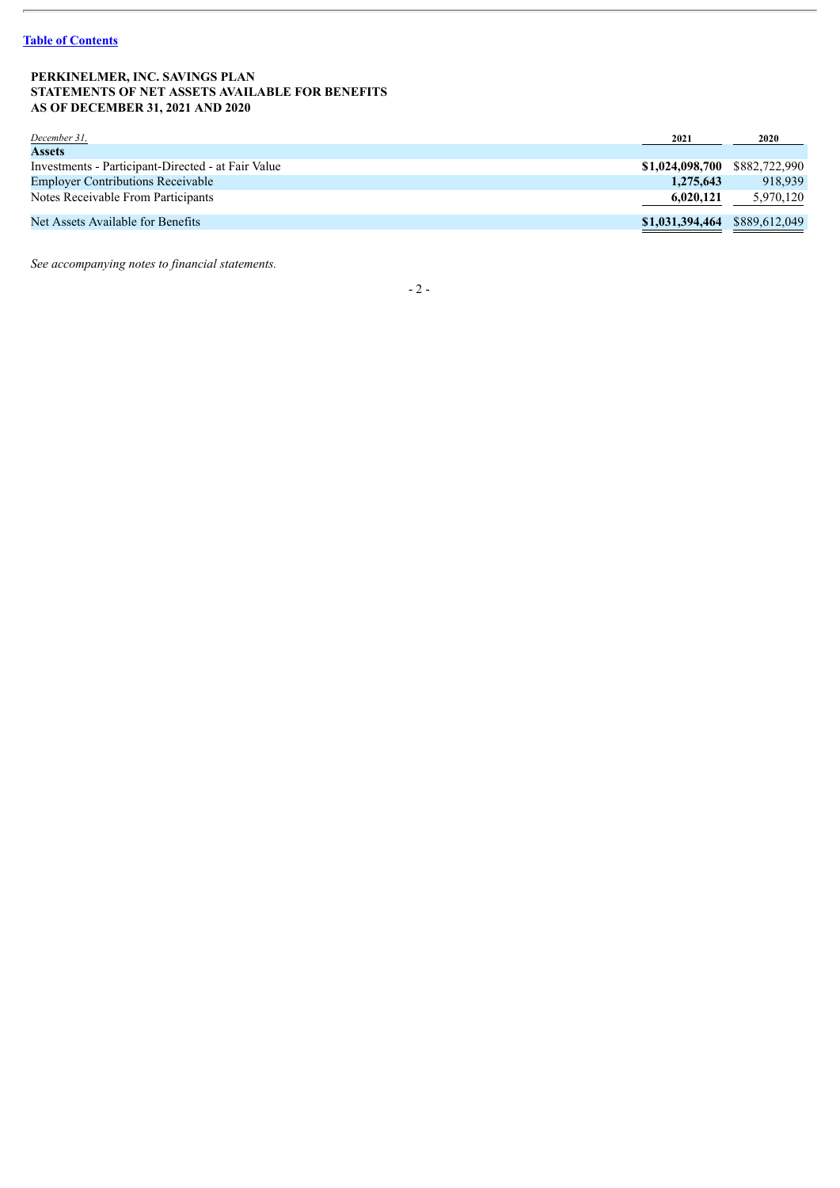[Table of Contents](#)

**PERKINELMER, INC. SAVINGS PLAN**
**STATEMENTS OF NET ASSETS AVAILABLE FOR BENEFITS**
**AS OF DECEMBER 31, 2021 AND 2020**

| *December 31,* | **2021** | **2020** |
|---|---|---|
| **Assets** | | |
| Investments - Participant-Directed - at Fair Value | **$1,024,098,700** | $882,722,990 |
| Employer Contributions Receivable | **1,275,643** | 918,939 |
| Notes Receivable From Participants | **6,020,121** | 5,970,120 |
| Net Assets Available for Benefits | **$1,031,394,464** | $889,612,049 |

*See accompanying notes to financial statements.*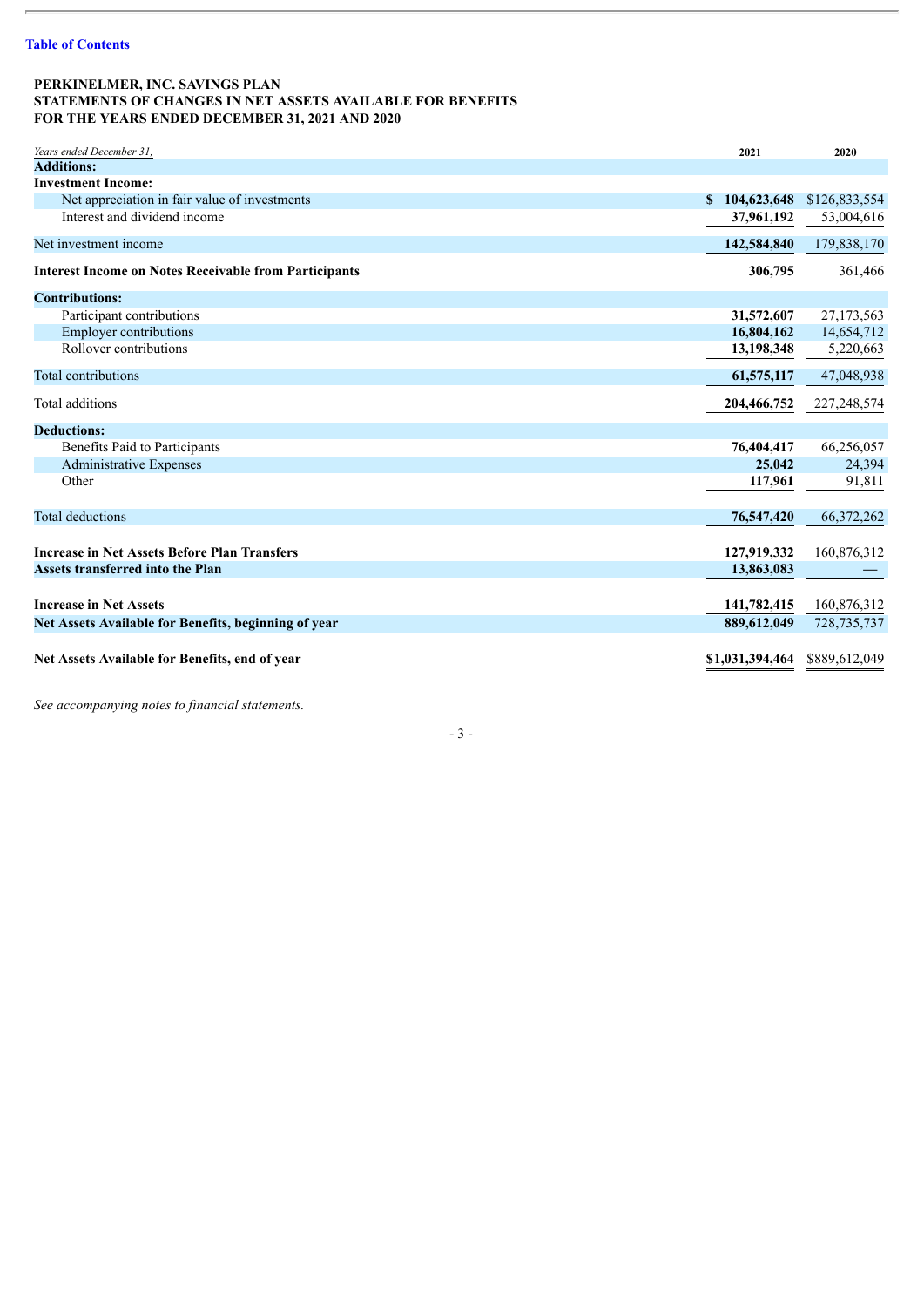[Table of Contents]

**PERKINELMER, INC. SAVINGS PLAN**
**STATEMENTS OF CHANGES IN NET ASSETS AVAILABLE FOR BENEFITS**
**FOR THE YEARS ENDED DECEMBER 31, 2021 AND 2020**

| *Years ended December 31,* | 2021 | 2020 |
|---|---|---|
| **Additions:** | | |
| **Investment Income:** | | |
| Net appreciation in fair value of investments | **$ 104,623,648** | $126,833,554 |
| Interest and dividend income | **37,961,192** | 53,004,616 |
| Net investment income | **142,584,840** | 179,838,170 |
| **Interest Income on Notes Receivable from Participants** | **306,795** | 361,466 |
| **Contributions:** | | |
| Participant contributions | **31,572,607** | 27,173,563 |
| Employer contributions | **16,804,162** | 14,654,712 |
| Rollover contributions | **13,198,348** | 5,220,663 |
| Total contributions | **61,575,117** | 47,048,938 |
| Total additions | **204,466,752** | 227,248,574 |
| **Deductions:** | | |
| Benefits Paid to Participants | **76,404,417** | 66,256,057 |
| Administrative Expenses | **25,042** | 24,394 |
| Other | **117,961** | 91,811 |
| Total deductions | **76,547,420** | 66,372,262 |
| **Increase in Net Assets Before Plan Transfers** | **127,919,332** | 160,876,312 |
| **Assets transferred into the Plan** | **13,863,083** | — |
| **Increase in Net Assets** | **141,782,415** | 160,876,312 |
| **Net Assets Available for Benefits, beginning of year** | **889,612,049** | 728,735,737 |
| **Net Assets Available for Benefits, end of year** | **$1,031,394,464** | $889,612,049 |

*See accompanying notes to financial statements.*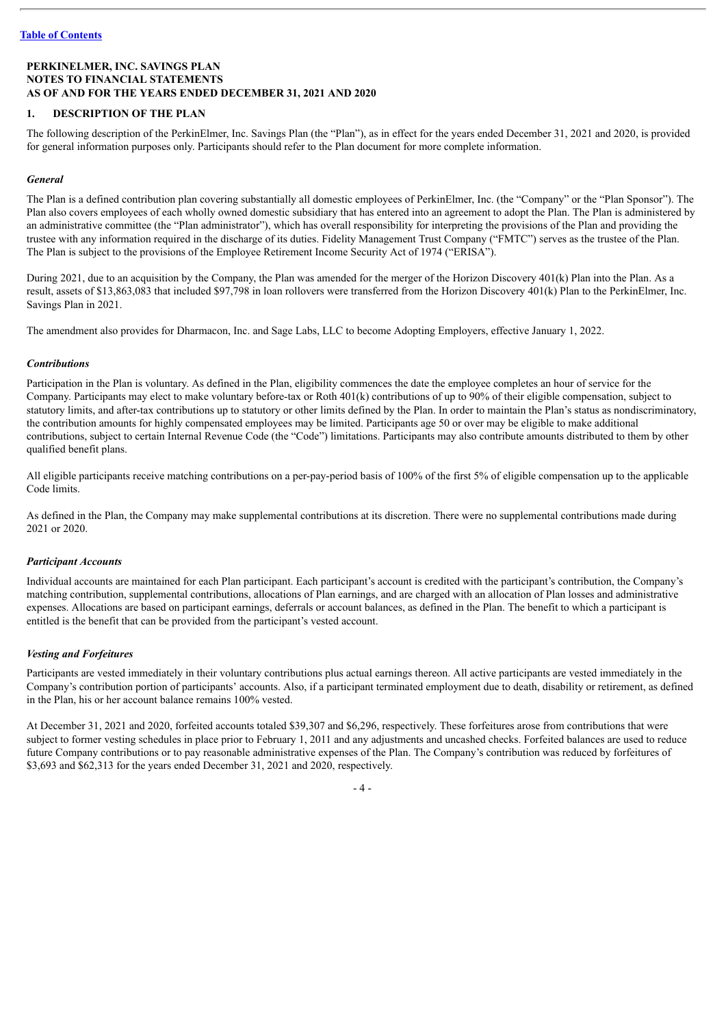[Table of Contents](#)

**PERKINELMER, INC. SAVINGS PLAN**
**NOTES TO FINANCIAL STATEMENTS**
**AS OF AND FOR THE YEARS ENDED DECEMBER 31, 2021 AND 2020**

## 1. DESCRIPTION OF THE PLAN

The following description of the PerkinElmer, Inc. Savings Plan (the "Plan"), as in effect for the years ended December 31, 2021 and 2020, is provided for general information purposes only. Participants should refer to the Plan document for more complete information.

### *General*

The Plan is a defined contribution plan covering substantially all domestic employees of PerkinElmer, Inc. (the "Company" or the "Plan Sponsor"). The Plan also covers employees of each wholly owned domestic subsidiary that has entered into an agreement to adopt the Plan. The Plan is administered by an administrative committee (the "Plan administrator"), which has overall responsibility for interpreting the provisions of the Plan and providing the trustee with any information required in the discharge of its duties. Fidelity Management Trust Company ("FMTC") serves as the trustee of the Plan. The Plan is subject to the provisions of the Employee Retirement Income Security Act of 1974 ("ERISA").

During 2021, due to an acquisition by the Company, the Plan was amended for the merger of the Horizon Discovery 401(k) Plan into the Plan. As a result, assets of $13,863,083 that included $97,798 in loan rollovers were transferred from the Horizon Discovery 401(k) Plan to the PerkinElmer, Inc. Savings Plan in 2021.

The amendment also provides for Dharmacon, Inc. and Sage Labs, LLC to become Adopting Employers, effective January 1, 2022.

### *Contributions*

Participation in the Plan is voluntary. As defined in the Plan, eligibility commences the date the employee completes an hour of service for the Company. Participants may elect to make voluntary before-tax or Roth 401(k) contributions of up to 90% of their eligible compensation, subject to statutory limits, and after-tax contributions up to statutory or other limits defined by the Plan. In order to maintain the Plan's status as nondiscriminatory, the contribution amounts for highly compensated employees may be limited. Participants age 50 or over may be eligible to make additional contributions, subject to certain Internal Revenue Code (the "Code") limitations. Participants may also contribute amounts distributed to them by other qualified benefit plans.

All eligible participants receive matching contributions on a per-pay-period basis of 100% of the first 5% of eligible compensation up to the applicable Code limits.

As defined in the Plan, the Company may make supplemental contributions at its discretion. There were no supplemental contributions made during 2021 or 2020.

### *Participant Accounts*

Individual accounts are maintained for each Plan participant. Each participant's account is credited with the participant's contribution, the Company's matching contribution, supplemental contributions, allocations of Plan earnings, and are charged with an allocation of Plan losses and administrative expenses. Allocations are based on participant earnings, deferrals or account balances, as defined in the Plan. The benefit to which a participant is entitled is the benefit that can be provided from the participant's vested account.

### *Vesting and Forfeitures*

Participants are vested immediately in their voluntary contributions plus actual earnings thereon. All active participants are vested immediately in the Company's contribution portion of participants' accounts. Also, if a participant terminated employment due to death, disability or retirement, as defined in the Plan, his or her account balance remains 100% vested.

At December 31, 2021 and 2020, forfeited accounts totaled $39,307 and $6,296, respectively. These forfeitures arose from contributions that were subject to former vesting schedules in place prior to February 1, 2011 and any adjustments and uncashed checks. Forfeited balances are used to reduce future Company contributions or to pay reasonable administrative expenses of the Plan. The Company's contribution was reduced by forfeitures of $3,693 and $62,313 for the years ended December 31, 2021 and 2020, respectively.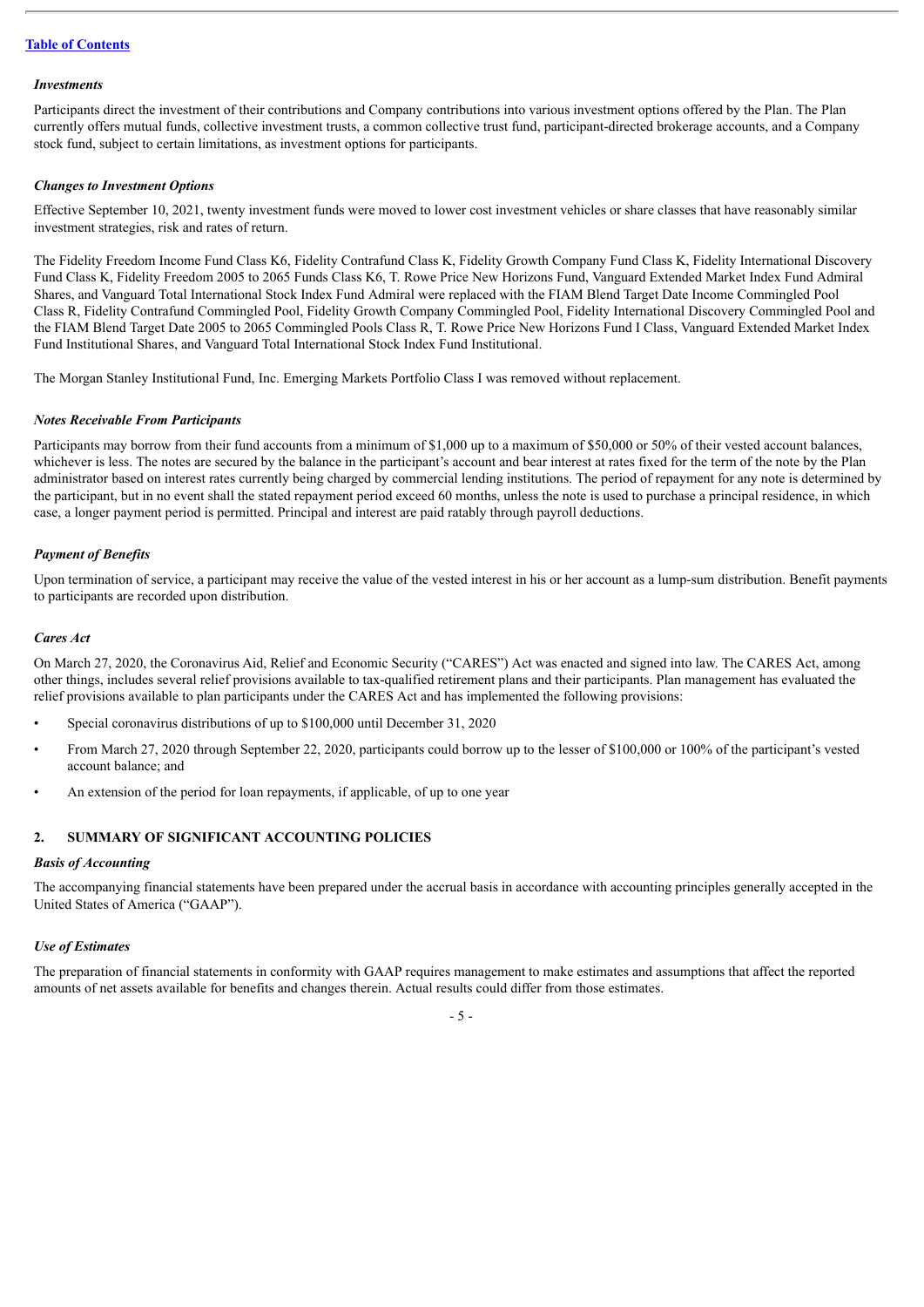*Investments*

Participants direct the investment of their contributions and Company contributions into various investment options offered by the Plan. The Plan currently offers mutual funds, collective investment trusts, a common collective trust fund, participant-directed brokerage accounts, and a Company stock fund, subject to certain limitations, as investment options for participants.

*Changes to Investment Options*

Effective September 10, 2021, twenty investment funds were moved to lower cost investment vehicles or share classes that have reasonably similar investment strategies, risk and rates of return.

The Fidelity Freedom Income Fund Class K6, Fidelity Contrafund Class K, Fidelity Growth Company Fund Class K, Fidelity International Discovery Fund Class K, Fidelity Freedom 2005 to 2065 Funds Class K6, T. Rowe Price New Horizons Fund, Vanguard Extended Market Index Fund Admiral Shares, and Vanguard Total International Stock Index Fund Admiral were replaced with the FIAM Blend Target Date Income Commingled Pool Class R, Fidelity Contrafund Commingled Pool, Fidelity Growth Company Commingled Pool, Fidelity International Discovery Commingled Pool and the FIAM Blend Target Date 2005 to 2065 Commingled Pools Class R, T. Rowe Price New Horizons Fund I Class, Vanguard Extended Market Index Fund Institutional Shares, and Vanguard Total International Stock Index Fund Institutional.

The Morgan Stanley Institutional Fund, Inc. Emerging Markets Portfolio Class I was removed without replacement.

*Notes Receivable From Participants*

Participants may borrow from their fund accounts from a minimum of $1,000 up to a maximum of $50,000 or 50% of their vested account balances, whichever is less. The notes are secured by the balance in the participant's account and bear interest at rates fixed for the term of the note by the Plan administrator based on interest rates currently being charged by commercial lending institutions. The period of repayment for any note is determined by the participant, but in no event shall the stated repayment period exceed 60 months, unless the note is used to purchase a principal residence, in which case, a longer payment period is permitted. Principal and interest are paid ratably through payroll deductions.

*Payment of Benefits*

Upon termination of service, a participant may receive the value of the vested interest in his or her account as a lump-sum distribution. Benefit payments to participants are recorded upon distribution.

*Cares Act*

On March 27, 2020, the Coronavirus Aid, Relief and Economic Security ("CARES") Act was enacted and signed into law. The CARES Act, among other things, includes several relief provisions available to tax-qualified retirement plans and their participants. Plan management has evaluated the relief provisions available to plan participants under the CARES Act and has implemented the following provisions:

- Special coronavirus distributions of up to $100,000 until December 31, 2020
- From March 27, 2020 through September 22, 2020, participants could borrow up to the lesser of $100,000 or 100% of the participant's vested account balance; and
- An extension of the period for loan repayments, if applicable, of up to one year

## 2. SUMMARY OF SIGNIFICANT ACCOUNTING POLICIES

*Basis of Accounting*

The accompanying financial statements have been prepared under the accrual basis in accordance with accounting principles generally accepted in the United States of America ("GAAP").

*Use of Estimates*

The preparation of financial statements in conformity with GAAP requires management to make estimates and assumptions that affect the reported amounts of net assets available for benefits and changes therein. Actual results could differ from those estimates.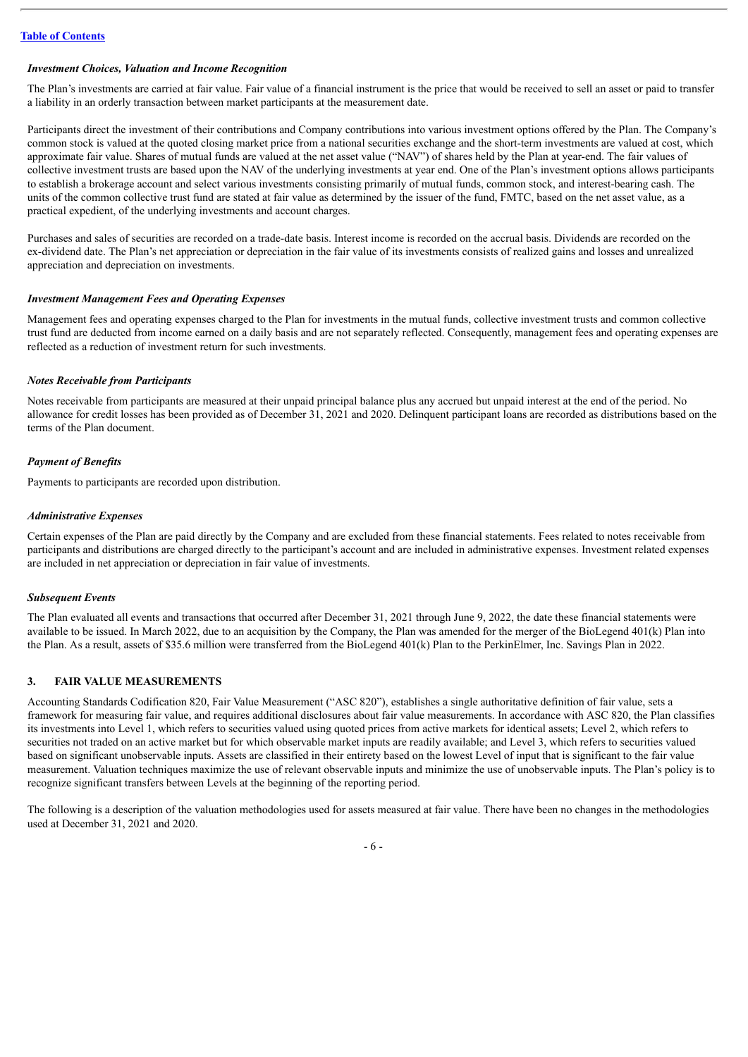[Table of Contents](#)

*Investment Choices, Valuation and Income Recognition*

The Plan's investments are carried at fair value. Fair value of a financial instrument is the price that would be received to sell an asset or paid to transfer a liability in an orderly transaction between market participants at the measurement date.

Participants direct the investment of their contributions and Company contributions into various investment options offered by the Plan. The Company's common stock is valued at the quoted closing market price from a national securities exchange and the short-term investments are valued at cost, which approximate fair value. Shares of mutual funds are valued at the net asset value ("NAV") of shares held by the Plan at year-end. The fair values of collective investment trusts are based upon the NAV of the underlying investments at year end. One of the Plan's investment options allows participants to establish a brokerage account and select various investments consisting primarily of mutual funds, common stock, and interest-bearing cash. The units of the common collective trust fund are stated at fair value as determined by the issuer of the fund, FMTC, based on the net asset value, as a practical expedient, of the underlying investments and account charges.

Purchases and sales of securities are recorded on a trade-date basis. Interest income is recorded on the accrual basis. Dividends are recorded on the ex-dividend date. The Plan's net appreciation or depreciation in the fair value of its investments consists of realized gains and losses and unrealized appreciation and depreciation on investments.

*Investment Management Fees and Operating Expenses*

Management fees and operating expenses charged to the Plan for investments in the mutual funds, collective investment trusts and common collective trust fund are deducted from income earned on a daily basis and are not separately reflected. Consequently, management fees and operating expenses are reflected as a reduction of investment return for such investments.

*Notes Receivable from Participants*

Notes receivable from participants are measured at their unpaid principal balance plus any accrued but unpaid interest at the end of the period. No allowance for credit losses has been provided as of December 31, 2021 and 2020. Delinquent participant loans are recorded as distributions based on the terms of the Plan document.

*Payment of Benefits*

Payments to participants are recorded upon distribution.

*Administrative Expenses*

Certain expenses of the Plan are paid directly by the Company and are excluded from these financial statements. Fees related to notes receivable from participants and distributions are charged directly to the participant's account and are included in administrative expenses. Investment related expenses are included in net appreciation or depreciation in fair value of investments.

*Subsequent Events*

The Plan evaluated all events and transactions that occurred after December 31, 2021 through June 9, 2022, the date these financial statements were available to be issued. In March 2022, due to an acquisition by the Company, the Plan was amended for the merger of the BioLegend 401(k) Plan into the Plan. As a result, assets of $35.6 million were transferred from the BioLegend 401(k) Plan to the PerkinElmer, Inc. Savings Plan in 2022.

## 3. FAIR VALUE MEASUREMENTS

Accounting Standards Codification 820, Fair Value Measurement ("ASC 820"), establishes a single authoritative definition of fair value, sets a framework for measuring fair value, and requires additional disclosures about fair value measurements. In accordance with ASC 820, the Plan classifies its investments into Level 1, which refers to securities valued using quoted prices from active markets for identical assets; Level 2, which refers to securities not traded on an active market but for which observable market inputs are readily available; and Level 3, which refers to securities valued based on significant unobservable inputs. Assets are classified in their entirety based on the lowest Level of input that is significant to the fair value measurement. Valuation techniques maximize the use of relevant observable inputs and minimize the use of unobservable inputs. The Plan's policy is to recognize significant transfers between Levels at the beginning of the reporting period.

The following is a description of the valuation methodologies used for assets measured at fair value. There have been no changes in the methodologies used at December 31, 2021 and 2020.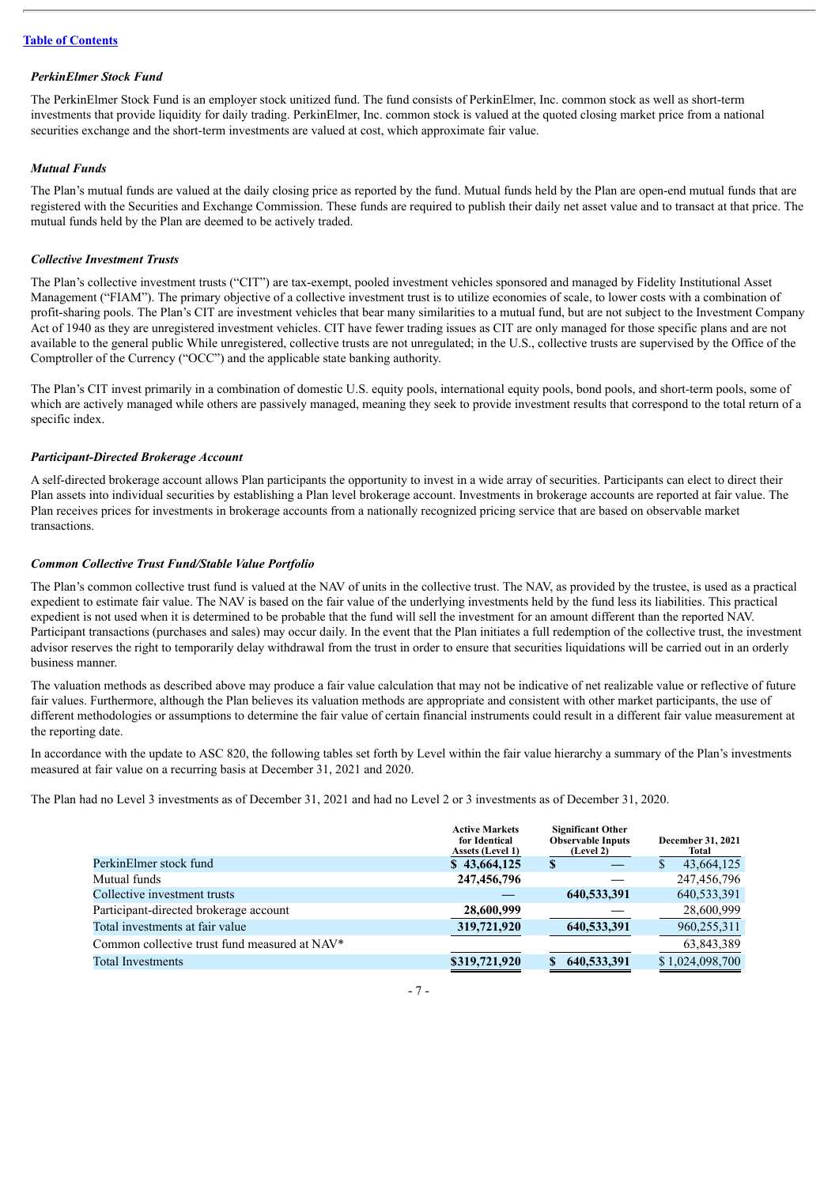### *PerkinElmer Stock Fund*

The PerkinElmer Stock Fund is an employer stock unitized fund. The fund consists of PerkinElmer, Inc. common stock as well as short-term investments that provide liquidity for daily trading. PerkinElmer, Inc. common stock is valued at the quoted closing market price from a national securities exchange and the short-term investments are valued at cost, which approximate fair value.

### *Mutual Funds*

The Plan's mutual funds are valued at the daily closing price as reported by the fund. Mutual funds held by the Plan are open-end mutual funds that are registered with the Securities and Exchange Commission. These funds are required to publish their daily net asset value and to transact at that price. The mutual funds held by the Plan are deemed to be actively traded.

### *Collective Investment Trusts*

The Plan's collective investment trusts ("CIT") are tax-exempt, pooled investment vehicles sponsored and managed by Fidelity Institutional Asset Management ("FIAM"). The primary objective of a collective investment trust is to utilize economies of scale, to lower costs with a combination of profit-sharing pools. The Plan's CIT are investment vehicles that bear many similarities to a mutual fund, but are not subject to the Investment Company Act of 1940 as they are unregistered investment vehicles. CIT have fewer trading issues as CIT are only managed for those specific plans and are not available to the general public While unregistered, collective trusts are not unregulated; in the U.S., collective trusts are supervised by the Office of the Comptroller of the Currency ("OCC") and the applicable state banking authority.

The Plan's CIT invest primarily in a combination of domestic U.S. equity pools, international equity pools, bond pools, and short-term pools, some of which are actively managed while others are passively managed, meaning they seek to provide investment results that correspond to the total return of a specific index.

### *Participant-Directed Brokerage Account*

A self-directed brokerage account allows Plan participants the opportunity to invest in a wide array of securities. Participants can elect to direct their Plan assets into individual securities by establishing a Plan level brokerage account. Investments in brokerage accounts are reported at fair value. The Plan receives prices for investments in brokerage accounts from a nationally recognized pricing service that are based on observable market transactions.

### *Common Collective Trust Fund/Stable Value Portfolio*

The Plan's common collective trust fund is valued at the NAV of units in the collective trust. The NAV, as provided by the trustee, is used as a practical expedient to estimate fair value. The NAV is based on the fair value of the underlying investments held by the fund less its liabilities. This practical expedient is not used when it is determined to be probable that the fund will sell the investment for an amount different than the reported NAV. Participant transactions (purchases and sales) may occur daily. In the event that the Plan initiates a full redemption of the collective trust, the investment advisor reserves the right to temporarily delay withdrawal from the trust in order to ensure that securities liquidations will be carried out in an orderly business manner.

The valuation methods as described above may produce a fair value calculation that may not be indicative of net realizable value or reflective of future fair values. Furthermore, although the Plan believes its valuation methods are appropriate and consistent with other market participants, the use of different methodologies or assumptions to determine the fair value of certain financial instruments could result in a different fair value measurement at the reporting date.

In accordance with the update to ASC 820, the following tables set forth by Level within the fair value hierarchy a summary of the Plan's investments measured at fair value on a recurring basis at December 31, 2021 and 2020.

The Plan had no Level 3 investments as of December 31, 2021 and had no Level 2 or 3 investments as of December 31, 2020.

| | Active Markets for Identical Assets (Level 1) | Significant Other Observable Inputs (Level 2) | December 31, 2021 Total |
|---|---|---|---|
| PerkinElmer stock fund | $ 43,664,125 | $ — | $ 43,664,125 |
| Mutual funds | 247,456,796 | — | 247,456,796 |
| Collective investment trusts | — | 640,533,391 | 640,533,391 |
| Participant-directed brokerage account | 28,600,999 | — | 28,600,999 |
| Total investments at fair value | 319,721,920 | 640,533,391 | 960,255,311 |
| Common collective trust fund measured at NAV* | | | 63,843,389 |
| Total Investments | $319,721,920 | $ 640,533,391 | $ 1,024,098,700 |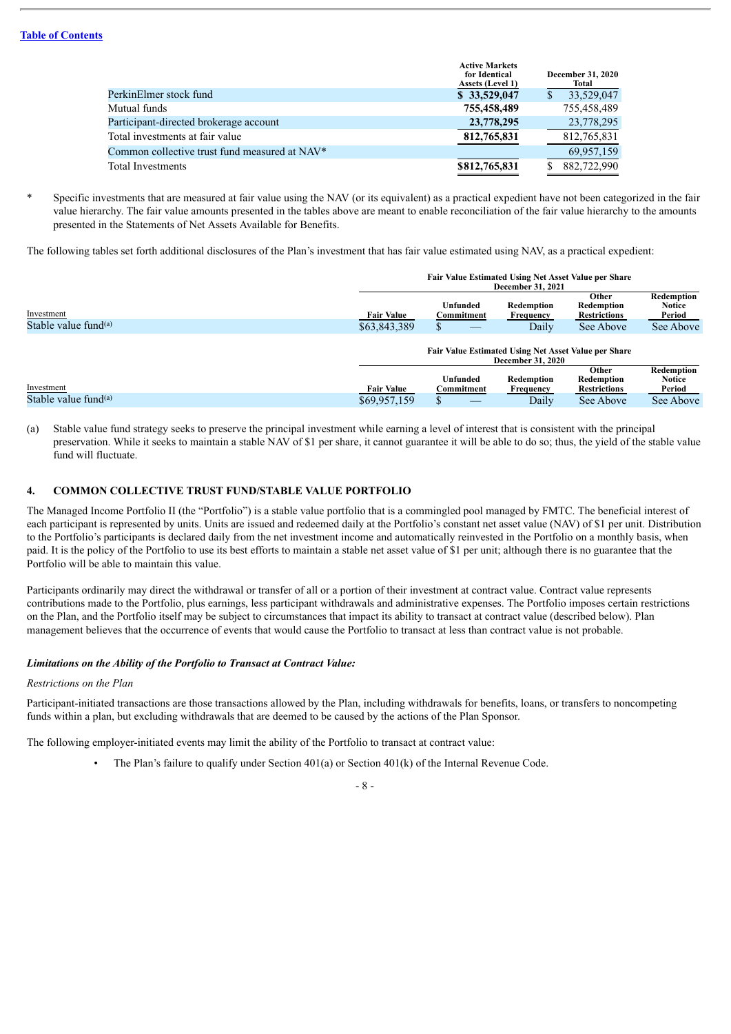Table of Contents

| | Active Markets for Identical Assets (Level 1) | December 31, 2020 Total |
|---|---|---|
| PerkinElmer stock fund | $ 33,529,047 | $ 33,529,047 |
| Mutual funds | 755,458,489 | 755,458,489 |
| Participant-directed brokerage account | 23,778,295 | 23,778,295 |
| Total investments at fair value | 812,765,831 | 812,765,831 |
| Common collective trust fund measured at NAV* | | 69,957,159 |
| Total Investments | $812,765,831 | $ 882,722,990 |

\* Specific investments that are measured at fair value using the NAV (or its equivalent) as a practical expedient have not been categorized in the fair value hierarchy. The fair value amounts presented in the tables above are meant to enable reconciliation of the fair value hierarchy to the amounts presented in the Statements of Net Assets Available for Benefits.

The following tables set forth additional disclosures of the Plan's investment that has fair value estimated using NAV, as a practical expedient:

| | Fair Value Estimated Using Net Asset Value per Share December 31, 2021 | | | | |
|---|---|---|---|---|---|
| Investment | Fair Value | Unfunded Commitment | Redemption Frequency | Other Redemption Restrictions | Redemption Notice Period |
| Stable value fund[(a)] | $63,843,389 | $ — | Daily | See Above | See Above |

| | Fair Value Estimated Using Net Asset Value per Share December 31, 2020 | | | | |
|---|---|---|---|---|---|
| Investment | Fair Value | Unfunded Commitment | Redemption Frequency | Other Redemption Restrictions | Redemption Notice Period |
| Stable value fund[(a)] | $69,957,159 | $ — | Daily | See Above | See Above |

(a) Stable value fund strategy seeks to preserve the principal investment while earning a level of interest that is consistent with the principal preservation. While it seeks to maintain a stable NAV of $1 per share, it cannot guarantee it will be able to do so; thus, the yield of the stable value fund will fluctuate.

## 4. COMMON COLLECTIVE TRUST FUND/STABLE VALUE PORTFOLIO

The Managed Income Portfolio II (the "Portfolio") is a stable value portfolio that is a commingled pool managed by FMTC. The beneficial interest of each participant is represented by units. Units are issued and redeemed daily at the Portfolio's constant net asset value (NAV) of $1 per unit. Distribution to the Portfolio's participants is declared daily from the net investment income and automatically reinvested in the Portfolio on a monthly basis, when paid. It is the policy of the Portfolio to use its best efforts to maintain a stable net asset value of $1 per unit; although there is no guarantee that the Portfolio will be able to maintain this value.

Participants ordinarily may direct the withdrawal or transfer of all or a portion of their investment at contract value. Contract value represents contributions made to the Portfolio, plus earnings, less participant withdrawals and administrative expenses. The Portfolio imposes certain restrictions on the Plan, and the Portfolio itself may be subject to circumstances that impact its ability to transact at contract value (described below). Plan management believes that the occurrence of events that would cause the Portfolio to transact at less than contract value is not probable.

***Limitations on the Ability of the Portfolio to Transact at Contract Value:***

*Restrictions on the Plan*

Participant-initiated transactions are those transactions allowed by the Plan, including withdrawals for benefits, loans, or transfers to noncompeting funds within a plan, but excluding withdrawals that are deemed to be caused by the actions of the Plan Sponsor.

The following employer-initiated events may limit the ability of the Portfolio to transact at contract value:

- The Plan's failure to qualify under Section 401(a) or Section 401(k) of the Internal Revenue Code.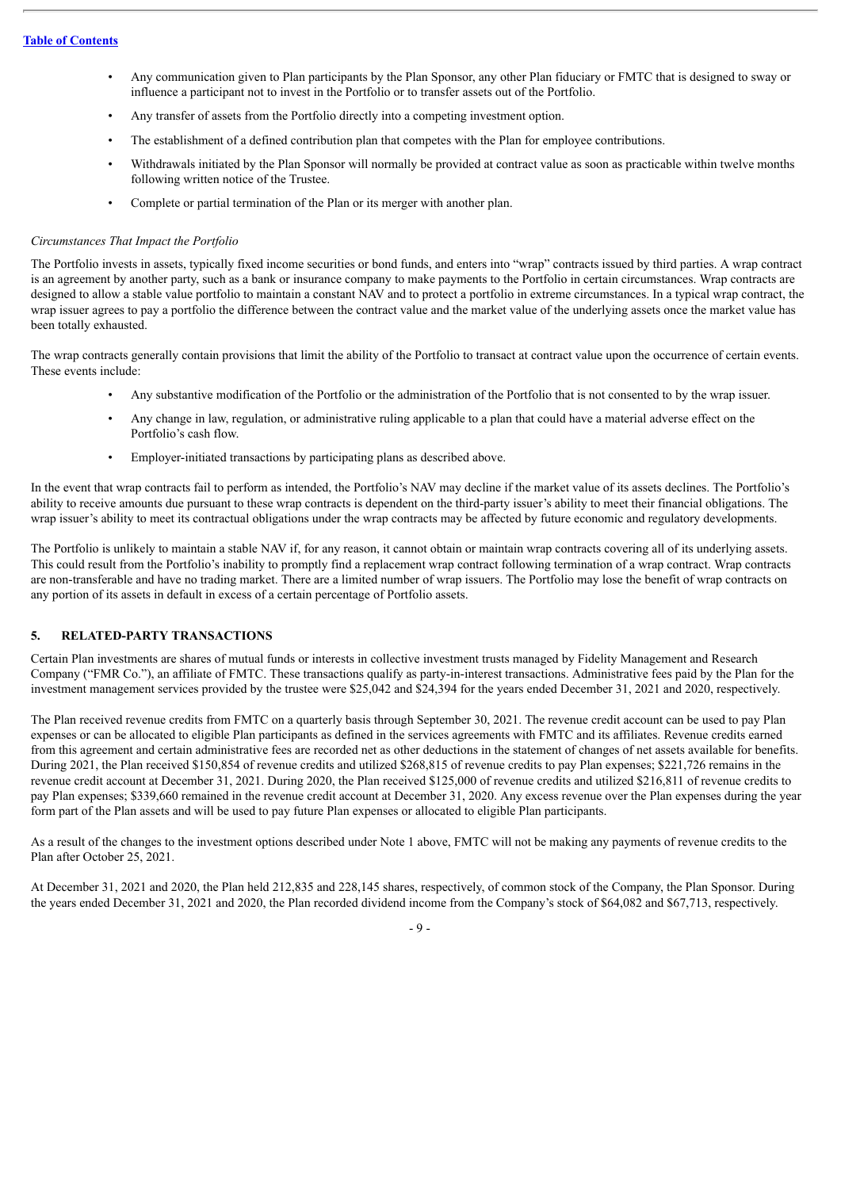- Any communication given to Plan participants by the Plan Sponsor, any other Plan fiduciary or FMTC that is designed to sway or influence a participant not to invest in the Portfolio or to transfer assets out of the Portfolio.
- Any transfer of assets from the Portfolio directly into a competing investment option.
- The establishment of a defined contribution plan that competes with the Plan for employee contributions.
- Withdrawals initiated by the Plan Sponsor will normally be provided at contract value as soon as practicable within twelve months following written notice of the Trustee.
- Complete or partial termination of the Plan or its merger with another plan.

*Circumstances That Impact the Portfolio*

The Portfolio invests in assets, typically fixed income securities or bond funds, and enters into "wrap" contracts issued by third parties. A wrap contract is an agreement by another party, such as a bank or insurance company to make payments to the Portfolio in certain circumstances. Wrap contracts are designed to allow a stable value portfolio to maintain a constant NAV and to protect a portfolio in extreme circumstances. In a typical wrap contract, the wrap issuer agrees to pay a portfolio the difference between the contract value and the market value of the underlying assets once the market value has been totally exhausted.

The wrap contracts generally contain provisions that limit the ability of the Portfolio to transact at contract value upon the occurrence of certain events. These events include:

- Any substantive modification of the Portfolio or the administration of the Portfolio that is not consented to by the wrap issuer.
- Any change in law, regulation, or administrative ruling applicable to a plan that could have a material adverse effect on the Portfolio's cash flow.
- Employer-initiated transactions by participating plans as described above.

In the event that wrap contracts fail to perform as intended, the Portfolio's NAV may decline if the market value of its assets declines. The Portfolio's ability to receive amounts due pursuant to these wrap contracts is dependent on the third-party issuer's ability to meet their financial obligations. The wrap issuer's ability to meet its contractual obligations under the wrap contracts may be affected by future economic and regulatory developments.

The Portfolio is unlikely to maintain a stable NAV if, for any reason, it cannot obtain or maintain wrap contracts covering all of its underlying assets. This could result from the Portfolio's inability to promptly find a replacement wrap contract following termination of a wrap contract. Wrap contracts are non-transferable and have no trading market. There are a limited number of wrap issuers. The Portfolio may lose the benefit of wrap contracts on any portion of its assets in default in excess of a certain percentage of Portfolio assets.

## 5. RELATED-PARTY TRANSACTIONS

Certain Plan investments are shares of mutual funds or interests in collective investment trusts managed by Fidelity Management and Research Company ("FMR Co."), an affiliate of FMTC. These transactions qualify as party-in-interest transactions. Administrative fees paid by the Plan for the investment management services provided by the trustee were $25,042 and $24,394 for the years ended December 31, 2021 and 2020, respectively.

The Plan received revenue credits from FMTC on a quarterly basis through September 30, 2021. The revenue credit account can be used to pay Plan expenses or can be allocated to eligible Plan participants as defined in the services agreements with FMTC and its affiliates. Revenue credits earned from this agreement and certain administrative fees are recorded net as other deductions in the statement of changes of net assets available for benefits. During 2021, the Plan received $150,854 of revenue credits and utilized $268,815 of revenue credits to pay Plan expenses; $221,726 remains in the revenue credit account at December 31, 2021. During 2020, the Plan received $125,000 of revenue credits and utilized $216,811 of revenue credits to pay Plan expenses; $339,660 remained in the revenue credit account at December 31, 2020. Any excess revenue over the Plan expenses during the year form part of the Plan assets and will be used to pay future Plan expenses or allocated to eligible Plan participants.

As a result of the changes to the investment options described under Note 1 above, FMTC will not be making any payments of revenue credits to the Plan after October 25, 2021.

At December 31, 2021 and 2020, the Plan held 212,835 and 228,145 shares, respectively, of common stock of the Company, the Plan Sponsor. During the years ended December 31, 2021 and 2020, the Plan recorded dividend income from the Company's stock of $64,082 and $67,713, respectively.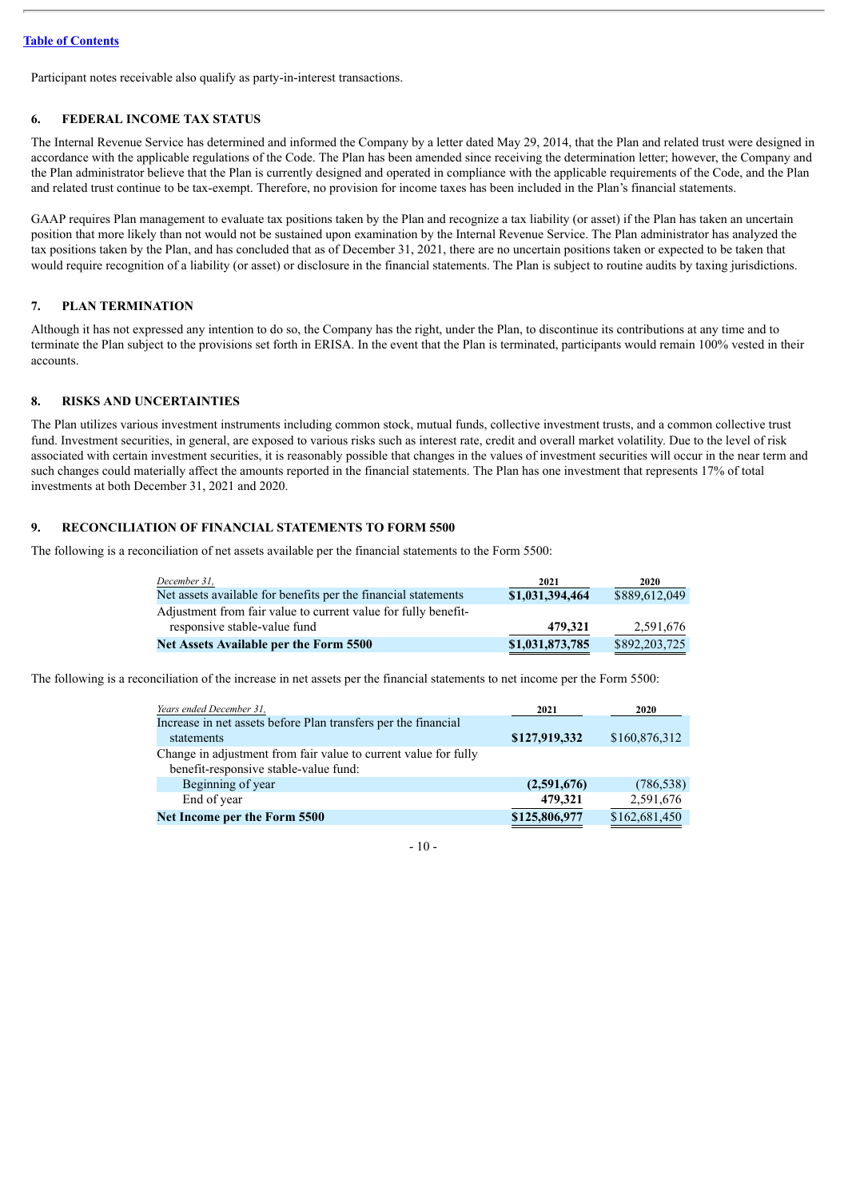Participant notes receivable also qualify as party-in-interest transactions.

## 6. FEDERAL INCOME TAX STATUS

The Internal Revenue Service has determined and informed the Company by a letter dated May 29, 2014, that the Plan and related trust were designed in accordance with the applicable regulations of the Code. The Plan has been amended since receiving the determination letter; however, the Company and the Plan administrator believe that the Plan is currently designed and operated in compliance with the applicable requirements of the Code, and the Plan and related trust continue to be tax-exempt. Therefore, no provision for income taxes has been included in the Plan's financial statements.

GAAP requires Plan management to evaluate tax positions taken by the Plan and recognize a tax liability (or asset) if the Plan has taken an uncertain position that more likely than not would not be sustained upon examination by the Internal Revenue Service. The Plan administrator has analyzed the tax positions taken by the Plan, and has concluded that as of December 31, 2021, there are no uncertain positions taken or expected to be taken that would require recognition of a liability (or asset) or disclosure in the financial statements. The Plan is subject to routine audits by taxing jurisdictions.

## 7. PLAN TERMINATION

Although it has not expressed any intention to do so, the Company has the right, under the Plan, to discontinue its contributions at any time and to terminate the Plan subject to the provisions set forth in ERISA. In the event that the Plan is terminated, participants would remain 100% vested in their accounts.

## 8. RISKS AND UNCERTAINTIES

The Plan utilizes various investment instruments including common stock, mutual funds, collective investment trusts, and a common collective trust fund. Investment securities, in general, are exposed to various risks such as interest rate, credit and overall market volatility. Due to the level of risk associated with certain investment securities, it is reasonably possible that changes in the values of investment securities will occur in the near term and such changes could materially affect the amounts reported in the financial statements. The Plan has one investment that represents 17% of total investments at both December 31, 2021 and 2020.

## 9. RECONCILIATION OF FINANCIAL STATEMENTS TO FORM 5500

The following is a reconciliation of net assets available per the financial statements to the Form 5500:

| *December 31,* | **2021** | **2020** |
|---|---|---|
| Net assets available for benefits per the financial statements | **$1,031,394,464** | $889,612,049 |
| Adjustment from fair value to current value for fully benefit-responsive stable-value fund | **479,321** | 2,591,676 |
| **Net Assets Available per the Form 5500** | **$1,031,873,785** | $892,203,725 |

The following is a reconciliation of the increase in net assets per the financial statements to net income per the Form 5500:

| *Years ended December 31,* | **2021** | **2020** |
|---|---|---|
| Increase in net assets before Plan transfers per the financial statements | **$127,919,332** | $160,876,312 |
| Change in adjustment from fair value to current value for fully benefit-responsive stable-value fund: | | |
| Beginning of year | **(2,591,676)** | (786,538) |
| End of year | **479,321** | 2,591,676 |
| **Net Income per the Form 5500** | **$125,806,977** | $162,681,450 |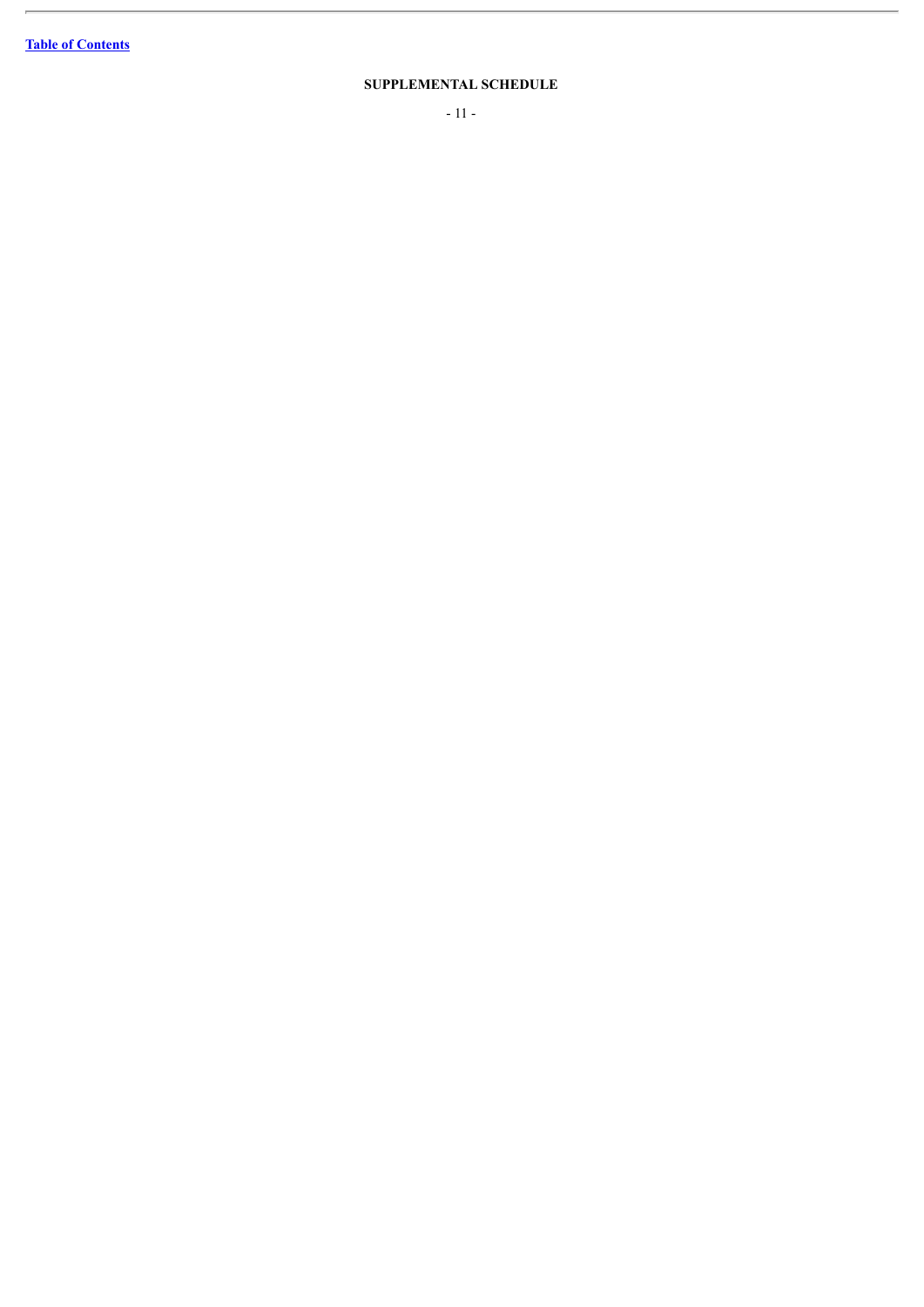[Table of Contents](#)

## SUPPLEMENTAL SCHEDULE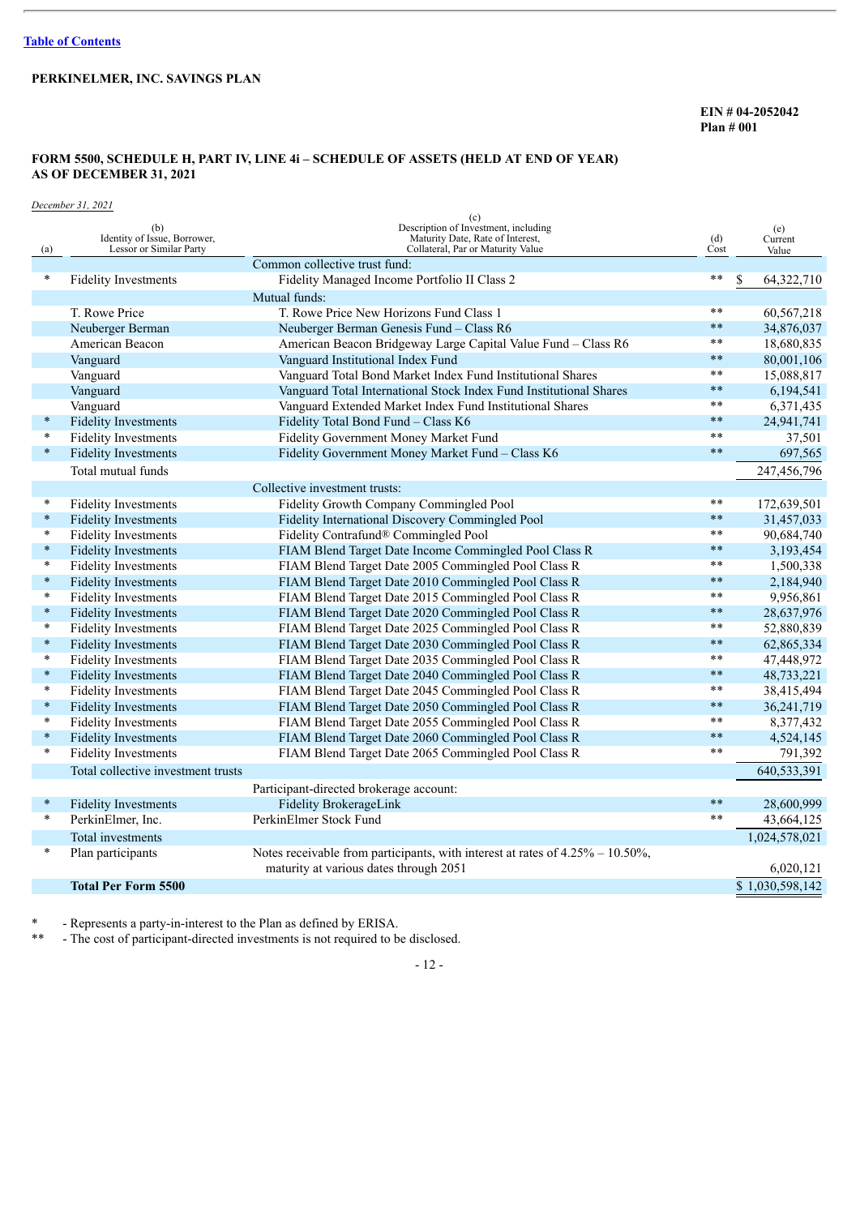[Table of Contents](#)

**PERKINELMER, INC. SAVINGS PLAN**

**EIN # 04-2052042**
**Plan # 001**

**FORM 5500, SCHEDULE H, PART IV, LINE 4i – SCHEDULE OF ASSETS (HELD AT END OF YEAR) AS OF DECEMBER 31, 2021**

*December 31, 2021*

| (a) | (b) Identity of Issue, Borrower, Lessor or Similar Party | (c) Description of Investment, including Maturity Date, Rate of Interest, Collateral, Par or Maturity Value | (d) Cost | (e) Current Value |
|---|---|---|---|---|
| | | Common collective trust fund: | | |
| * | Fidelity Investments | Fidelity Managed Income Portfolio II Class 2 | ** | $ 64,322,710 |
| | | Mutual funds: | | |
| | T. Rowe Price | T. Rowe Price New Horizons Fund Class 1 | ** | 60,567,218 |
| | Neuberger Berman | Neuberger Berman Genesis Fund – Class R6 | ** | 34,876,037 |
| | American Beacon | American Beacon Bridgeway Large Capital Value Fund – Class R6 | ** | 18,680,835 |
| | Vanguard | Vanguard Institutional Index Fund | ** | 80,001,106 |
| | Vanguard | Vanguard Total Bond Market Index Fund Institutional Shares | ** | 15,088,817 |
| | Vanguard | Vanguard Total International Stock Index Fund Institutional Shares | ** | 6,194,541 |
| | Vanguard | Vanguard Extended Market Index Fund Institutional Shares | ** | 6,371,435 |
| * | Fidelity Investments | Fidelity Total Bond Fund – Class K6 | ** | 24,941,741 |
| * | Fidelity Investments | Fidelity Government Money Market Fund | ** | 37,501 |
| * | Fidelity Investments | Fidelity Government Money Market Fund – Class K6 | ** | 697,565 |
| | Total mutual funds | | | 247,456,796 |
| | | Collective investment trusts: | | |
| * | Fidelity Investments | Fidelity Growth Company Commingled Pool | ** | 172,639,501 |
| * | Fidelity Investments | Fidelity International Discovery Commingled Pool | ** | 31,457,033 |
| * | Fidelity Investments | Fidelity Contrafund® Commingled Pool | ** | 90,684,740 |
| * | Fidelity Investments | FIAM Blend Target Date Income Commingled Pool Class R | ** | 3,193,454 |
| * | Fidelity Investments | FIAM Blend Target Date 2005 Commingled Pool Class R | ** | 1,500,338 |
| * | Fidelity Investments | FIAM Blend Target Date 2010 Commingled Pool Class R | ** | 2,184,940 |
| * | Fidelity Investments | FIAM Blend Target Date 2015 Commingled Pool Class R | ** | 9,956,861 |
| * | Fidelity Investments | FIAM Blend Target Date 2020 Commingled Pool Class R | ** | 28,637,976 |
| * | Fidelity Investments | FIAM Blend Target Date 2025 Commingled Pool Class R | ** | 52,880,839 |
| * | Fidelity Investments | FIAM Blend Target Date 2030 Commingled Pool Class R | ** | 62,865,334 |
| * | Fidelity Investments | FIAM Blend Target Date 2035 Commingled Pool Class R | ** | 47,448,972 |
| * | Fidelity Investments | FIAM Blend Target Date 2040 Commingled Pool Class R | ** | 48,733,221 |
| * | Fidelity Investments | FIAM Blend Target Date 2045 Commingled Pool Class R | ** | 38,415,494 |
| * | Fidelity Investments | FIAM Blend Target Date 2050 Commingled Pool Class R | ** | 36,241,719 |
| * | Fidelity Investments | FIAM Blend Target Date 2055 Commingled Pool Class R | ** | 8,377,432 |
| * | Fidelity Investments | FIAM Blend Target Date 2060 Commingled Pool Class R | ** | 4,524,145 |
| * | Fidelity Investments | FIAM Blend Target Date 2065 Commingled Pool Class R | ** | 791,392 |
| | Total collective investment trusts | | | 640,533,391 |
| | | Participant-directed brokerage account: | | |
| * | Fidelity Investments | Fidelity BrokerageLink | ** | 28,600,999 |
| * | PerkinElmer, Inc. | PerkinElmer Stock Fund | ** | 43,664,125 |
| | Total investments | | | 1,024,578,021 |
| * | Plan participants | Notes receivable from participants, with interest at rates of 4.25% – 10.50%, maturity at various dates through 2051 | | 6,020,121 |
| | **Total Per Form 5500** | | | $ 1,030,598,142 |

\* - Represents a party-in-interest to the Plan as defined by ERISA.
** - The cost of participant-directed investments is not required to be disclosed.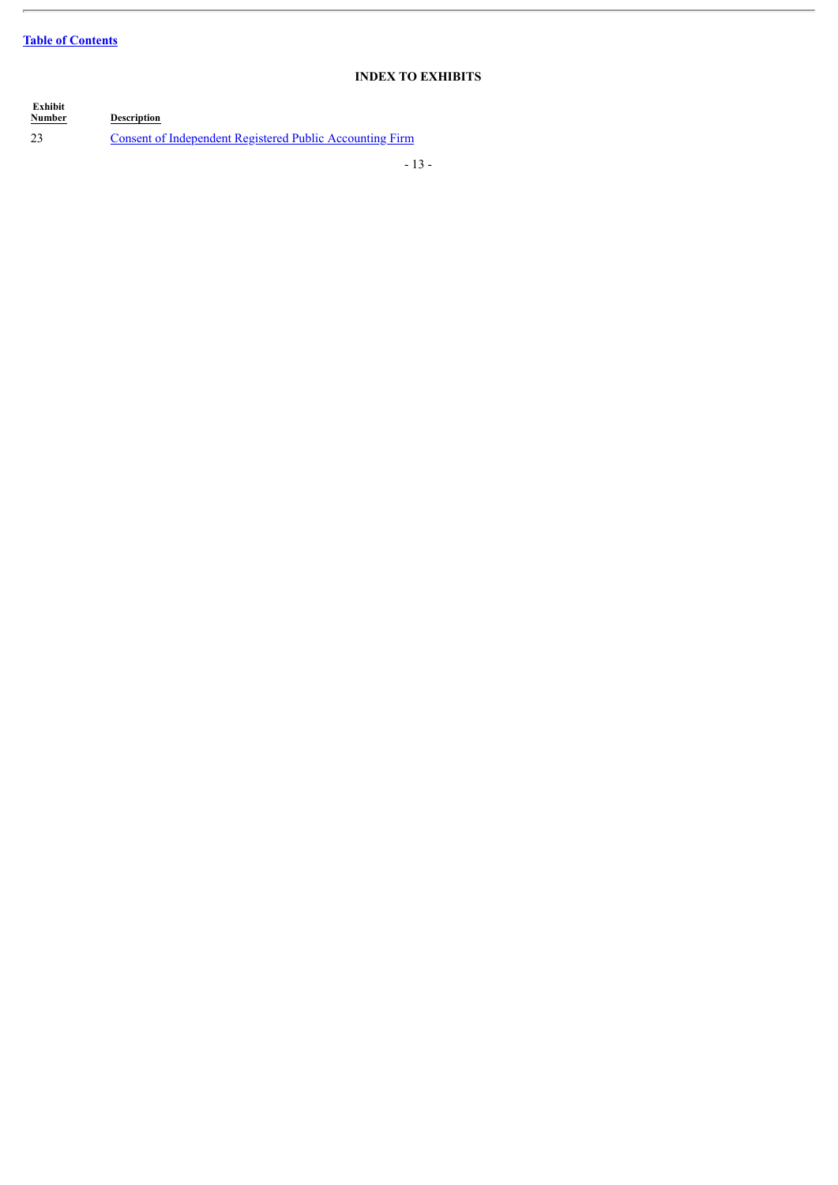[Table of Contents](#)

## INDEX TO EXHIBITS

| Exhibit Number | Description |
| --- | --- |
| 23 | [Consent of Independent Registered Public Accounting Firm](#) |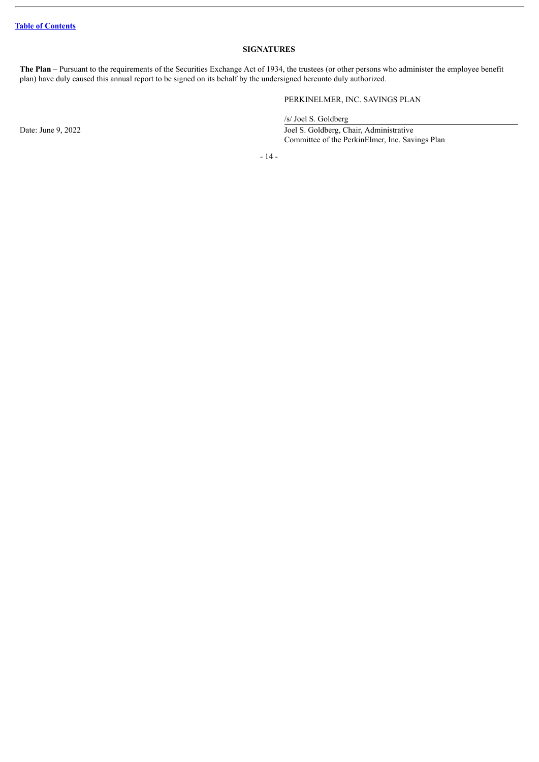[Table of Contents](#)

## SIGNATURES

**The Plan –** Pursuant to the requirements of the Securities Exchange Act of 1934, the trustees (or other persons who administer the employee benefit plan) have duly caused this annual report to be signed on its behalf by the undersigned hereunto duly authorized.

PERKINELMER, INC. SAVINGS PLAN

/s/ Joel S. Goldberg

Date: June 9, 2022

Joel S. Goldberg, Chair, Administrative Committee of the PerkinElmer, Inc. Savings Plan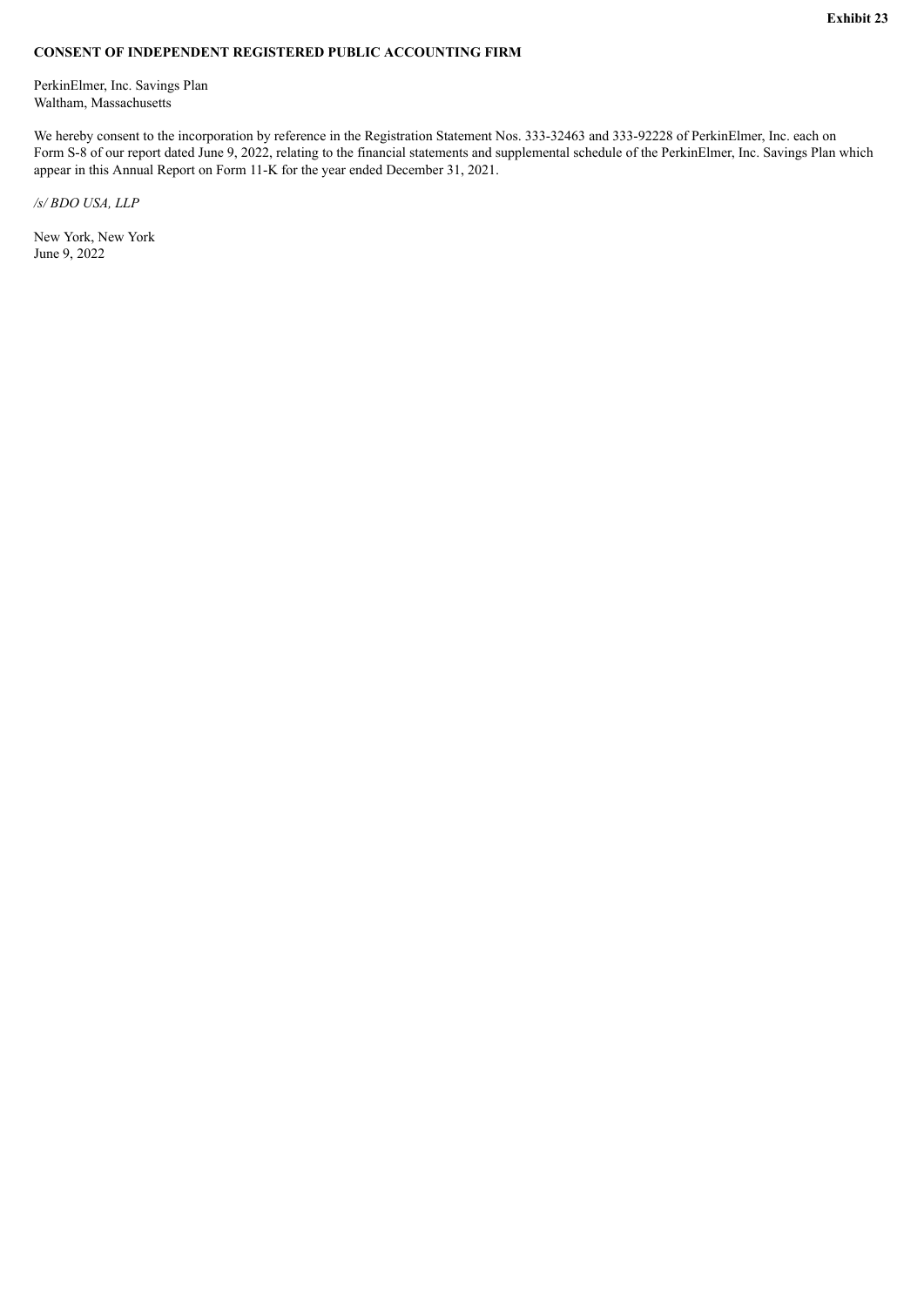**Exhibit 23**

**CONSENT OF INDEPENDENT REGISTERED PUBLIC ACCOUNTING FIRM**

PerkinElmer, Inc. Savings Plan
Waltham, Massachusetts

We hereby consent to the incorporation by reference in the Registration Statement Nos. 333-32463 and 333-92228 of PerkinElmer, Inc. each on Form S-8 of our report dated June 9, 2022, relating to the financial statements and supplemental schedule of the PerkinElmer, Inc. Savings Plan which appear in this Annual Report on Form 11-K for the year ended December 31, 2021.

*/s/ BDO USA, LLP*

New York, New York
June 9, 2022